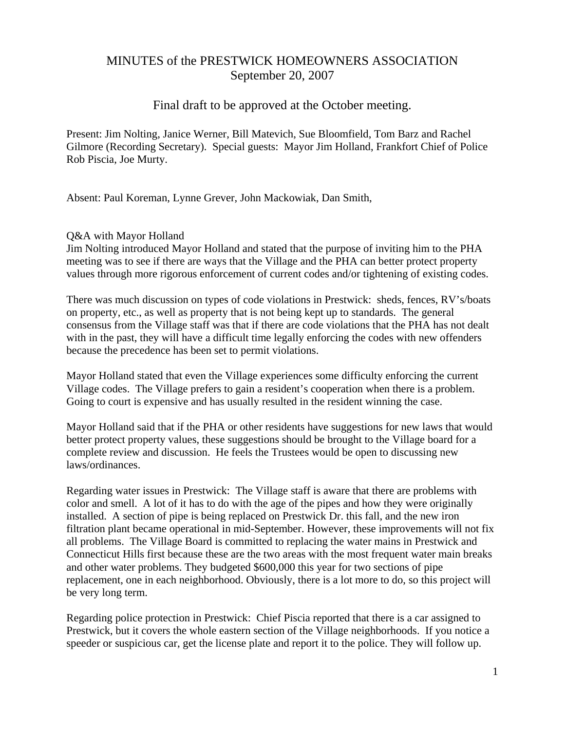# MINUTES of the PRESTWICK HOMEOWNERS ASSOCIATION
## September 20, 2007

### Final draft to be approved at the October meeting.

Present: Jim Nolting, Janice Werner, Bill Matevich, Sue Bloomfield, Tom Barz and Rachel Gilmore (Recording Secretary). Special guests: Mayor Jim Holland, Frankfort Chief of Police Rob Piscia, Joe Murty.

Absent: Paul Koreman, Lynne Grever, John Mackowiak, Dan Smith,

Q&A with Mayor Holland

Jim Nolting introduced Mayor Holland and stated that the purpose of inviting him to the PHA meeting was to see if there are ways that the Village and the PHA can better protect property values through more rigorous enforcement of current codes and/or tightening of existing codes.

There was much discussion on types of code violations in Prestwick: sheds, fences, RV's/boats on property, etc., as well as property that is not being kept up to standards. The general consensus from the Village staff was that if there are code violations that the PHA has not dealt with in the past, they will have a difficult time legally enforcing the codes with new offenders because the precedence has been set to permit violations.

Mayor Holland stated that even the Village experiences some difficulty enforcing the current Village codes. The Village prefers to gain a resident's cooperation when there is a problem. Going to court is expensive and has usually resulted in the resident winning the case.

Mayor Holland said that if the PHA or other residents have suggestions for new laws that would better protect property values, these suggestions should be brought to the Village board for a complete review and discussion. He feels the Trustees would be open to discussing new laws/ordinances.

Regarding water issues in Prestwick: The Village staff is aware that there are problems with color and smell. A lot of it has to do with the age of the pipes and how they were originally installed. A section of pipe is being replaced on Prestwick Dr. this fall, and the new iron filtration plant became operational in mid-September. However, these improvements will not fix all problems. The Village Board is committed to replacing the water mains in Prestwick and Connecticut Hills first because these are the two areas with the most frequent water main breaks and other water problems. They budgeted $600,000 this year for two sections of pipe replacement, one in each neighborhood. Obviously, there is a lot more to do, so this project will be very long term.

Regarding police protection in Prestwick: Chief Piscia reported that there is a car assigned to Prestwick, but it covers the whole eastern section of the Village neighborhoods. If you notice a speeder or suspicious car, get the license plate and report it to the police. They will follow up.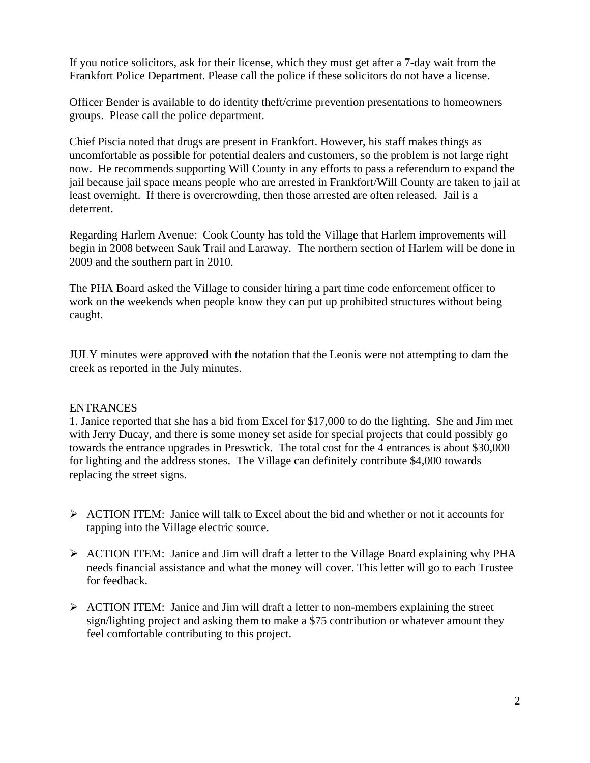If you notice solicitors, ask for their license, which they must get after a 7-day wait from the Frankfort Police Department. Please call the police if these solicitors do not have a license.

Officer Bender is available to do identity theft/crime prevention presentations to homeowners groups. Please call the police department.

Chief Piscia noted that drugs are present in Frankfort. However, his staff makes things as uncomfortable as possible for potential dealers and customers, so the problem is not large right now. He recommends supporting Will County in any efforts to pass a referendum to expand the jail because jail space means people who are arrested in Frankfort/Will County are taken to jail at least overnight. If there is overcrowding, then those arrested are often released. Jail is a deterrent.

Regarding Harlem Avenue: Cook County has told the Village that Harlem improvements will begin in 2008 between Sauk Trail and Laraway. The northern section of Harlem will be done in 2009 and the southern part in 2010.

The PHA Board asked the Village to consider hiring a part time code enforcement officer to work on the weekends when people know they can put up prohibited structures without being caught.

JULY minutes were approved with the notation that the Leonis were not attempting to dam the creek as reported in the July minutes.

ENTRANCES

1. Janice reported that she has a bid from Excel for $17,000 to do the lighting. She and Jim met with Jerry Ducay, and there is some money set aside for special projects that could possibly go towards the entrance upgrades in Preswtick. The total cost for the 4 entrances is about $30,000 for lighting and the address stones. The Village can definitely contribute $4,000 towards replacing the street signs.

- ACTION ITEM: Janice will talk to Excel about the bid and whether or not it accounts for tapping into the Village electric source.
- ACTION ITEM: Janice and Jim will draft a letter to the Village Board explaining why PHA needs financial assistance and what the money will cover. This letter will go to each Trustee for feedback.
- ACTION ITEM: Janice and Jim will draft a letter to non-members explaining the street sign/lighting project and asking them to make a $75 contribution or whatever amount they feel comfortable contributing to this project.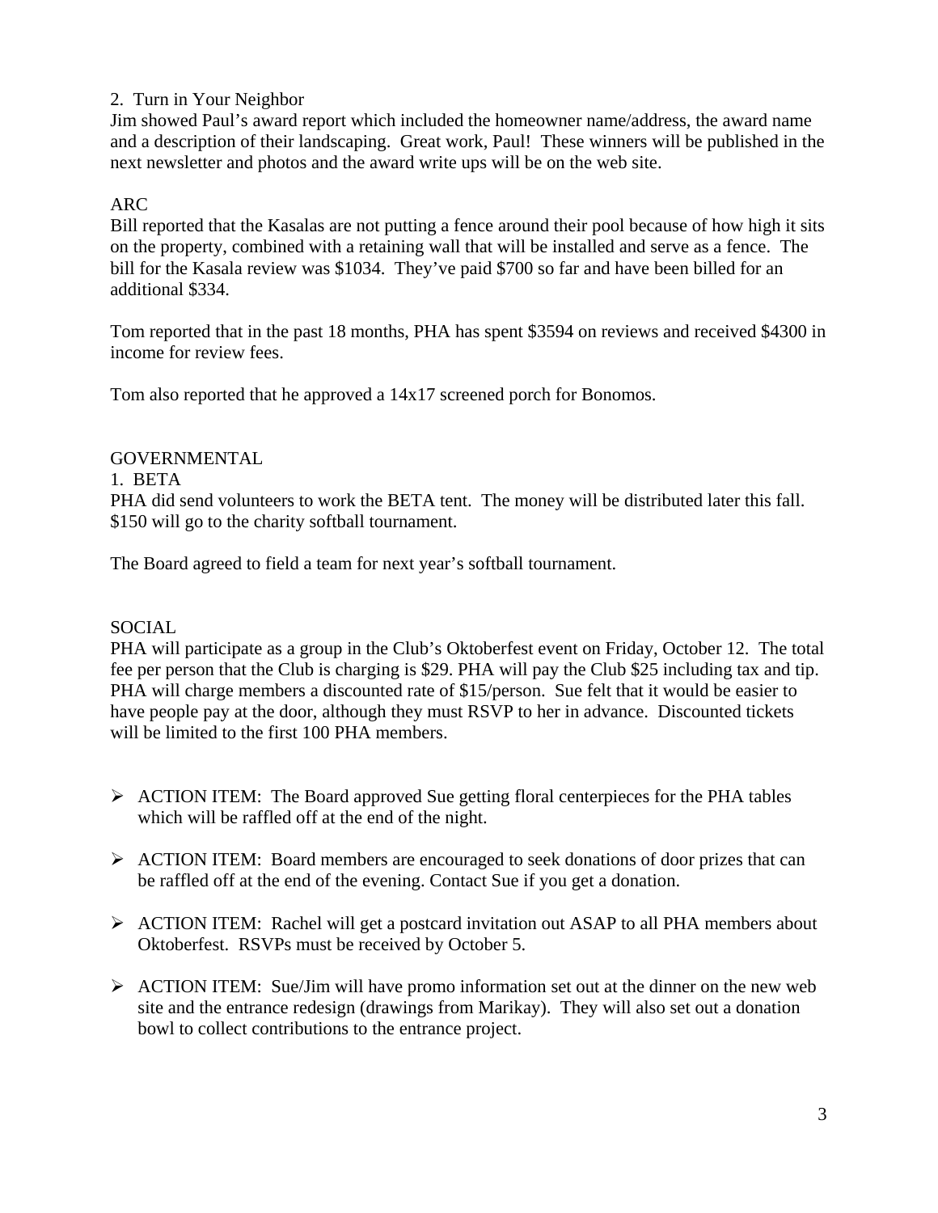2. Turn in Your Neighbor

Jim showed Paul's award report which included the homeowner name/address, the award name and a description of their landscaping. Great work, Paul! These winners will be published in the next newsletter and photos and the award write ups will be on the web site.

ARC

Bill reported that the Kasalas are not putting a fence around their pool because of how high it sits on the property, combined with a retaining wall that will be installed and serve as a fence. The bill for the Kasala review was $1034. They've paid $700 so far and have been billed for an additional $334.

Tom reported that in the past 18 months, PHA has spent $3594 on reviews and received $4300 in income for review fees.

Tom also reported that he approved a 14x17 screened porch for Bonomos.

GOVERNMENTAL

1. BETA

PHA did send volunteers to work the BETA tent. The money will be distributed later this fall. $150 will go to the charity softball tournament.

The Board agreed to field a team for next year's softball tournament.

SOCIAL

PHA will participate as a group in the Club's Oktoberfest event on Friday, October 12. The total fee per person that the Club is charging is $29. PHA will pay the Club $25 including tax and tip. PHA will charge members a discounted rate of $15/person. Sue felt that it would be easier to have people pay at the door, although they must RSVP to her in advance. Discounted tickets will be limited to the first 100 PHA members.

- ACTION ITEM: The Board approved Sue getting floral centerpieces for the PHA tables which will be raffled off at the end of the night.
- ACTION ITEM: Board members are encouraged to seek donations of door prizes that can be raffled off at the end of the evening. Contact Sue if you get a donation.
- ACTION ITEM: Rachel will get a postcard invitation out ASAP to all PHA members about Oktoberfest. RSVPs must be received by October 5.
- ACTION ITEM: Sue/Jim will have promo information set out at the dinner on the new web site and the entrance redesign (drawings from Marikay). They will also set out a donation bowl to collect contributions to the entrance project.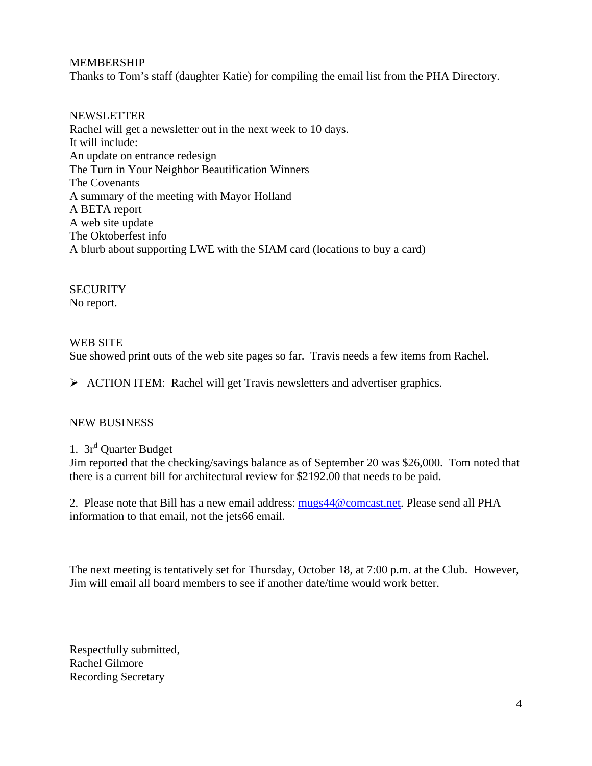MEMBERSHIP
Thanks to Tom's staff (daughter Katie) for compiling the email list from the PHA Directory.

NEWSLETTER
Rachel will get a newsletter out in the next week to 10 days.
It will include:
An update on entrance redesign
The Turn in Your Neighbor Beautification Winners
The Covenants
A summary of the meeting with Mayor Holland
A BETA report
A web site update
The Oktoberfest info
A blurb about supporting LWE with the SIAM card (locations to buy a card)

SECURITY
No report.

WEB SITE
Sue showed print outs of the web site pages so far. Travis needs a few items from Rachel.

- ACTION ITEM: Rachel will get Travis newsletters and advertiser graphics.

NEW BUSINESS

1. 3rd Quarter Budget
Jim reported that the checking/savings balance as of September 20 was $26,000. Tom noted that there is a current bill for architectural review for $2192.00 that needs to be paid.

2. Please note that Bill has a new email address: mugs44@comcast.net. Please send all PHA information to that email, not the jets66 email.

The next meeting is tentatively set for Thursday, October 18, at 7:00 p.m. at the Club. However, Jim will email all board members to see if another date/time would work better.

Respectfully submitted,
Rachel Gilmore
Recording Secretary